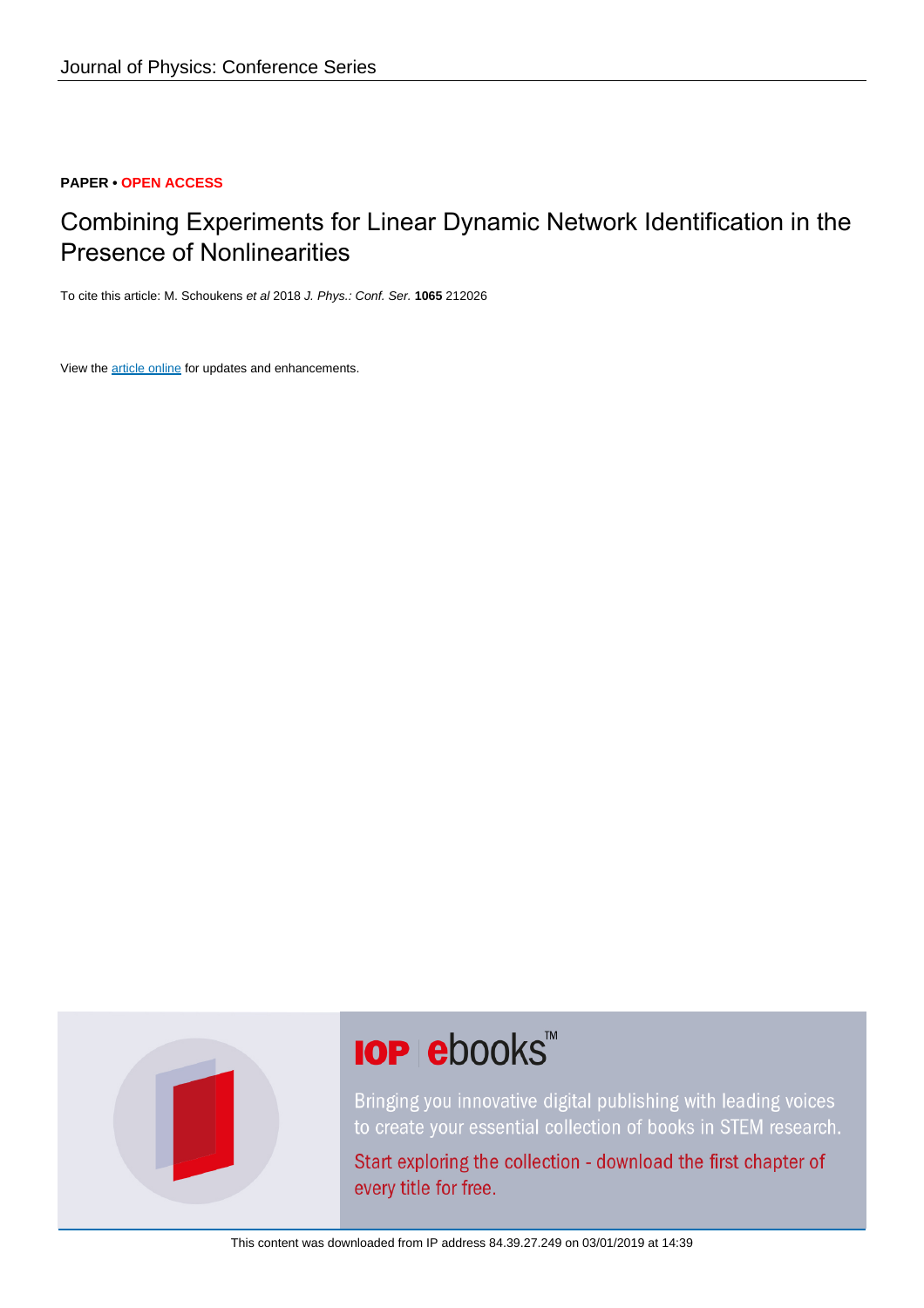Journal of Physics: Conference Series

**PAPER • OPEN ACCESS**

# Combining Experiments for Linear Dynamic Network Identification in the Presence of Nonlinearities

To cite this article: M. Schoukens *et al* 2018 *J. Phys.: Conf. Ser.* **1065** 212026

View the article online for updates and enhancements.

This content was downloaded from IP address 84.39.27.249 on 03/01/2019 at 14:39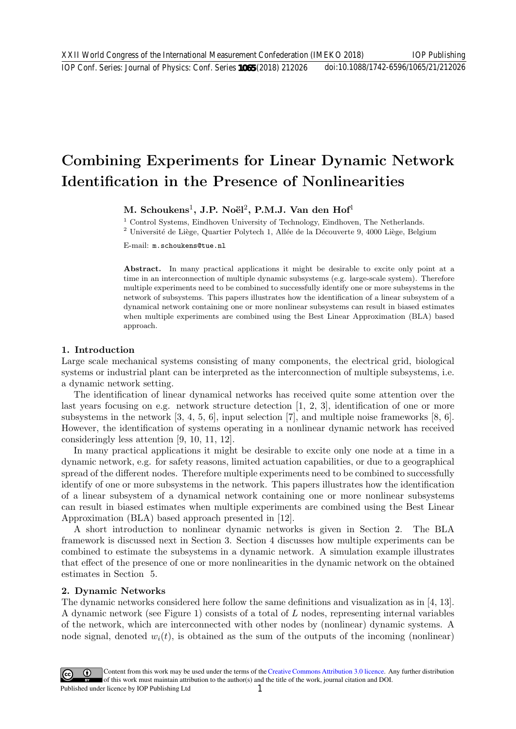# Combining Experiments for Linear Dynamic Network Identification in the Presence of Nonlinearities

**M. Schoukens[1], J.P. Noël[2], P.M.J. Van den Hof[1]**

[1] Control Systems, Eindhoven University of Technology, Eindhoven, The Netherlands.

[2] Université de Liège, Quartier Polytech 1, Allée de la Découverte 9, 4000 Liège, Belgium

E-mail: m.schoukens@tue.nl

**Abstract.** In many practical applications it might be desirable to excite only point at a time in an interconnection of multiple dynamic subsystems (e.g. large-scale system). Therefore multiple experiments need to be combined to successfully identify one or more subsystems in the network of subsystems. This papers illustrates how the identification of a linear subsystem of a dynamical network containing one or more nonlinear subsystems can result in biased estimates when multiple experiments are combined using the Best Linear Approximation (BLA) based approach.

## 1. Introduction

Large scale mechanical systems consisting of many components, the electrical grid, biological systems or industrial plant can be interpreted as the interconnection of multiple subsystems, i.e. a dynamic network setting.

The identification of linear dynamical networks has received quite some attention over the last years focusing on e.g. network structure detection [1, 2, 3], identification of one or more subsystems in the network [3, 4, 5, 6], input selection [7], and multiple noise frameworks [8, 6]. However, the identification of systems operating in a nonlinear dynamic network has received consideringly less attention [9, 10, 11, 12].

In many practical applications it might be desirable to excite only one node at a time in a dynamic network, e.g. for safety reasons, limited actuation capabilities, or due to a geographical spread of the different nodes. Therefore multiple experiments need to be combined to successfully identify of one or more subsystems in the network. This papers illustrates how the identification of a linear subsystem of a dynamical network containing one or more nonlinear subsystems can result in biased estimates when multiple experiments are combined using the Best Linear Approximation (BLA) based approach presented in [12].

A short introduction to nonlinear dynamic networks is given in Section 2. The BLA framework is discussed next in Section 3. Section 4 discusses how multiple experiments can be combined to estimate the subsystems in a dynamic network. A simulation example illustrates that effect of the presence of one or more nonlinearities in the dynamic network on the obtained estimates in Section 5.

## 2. Dynamic Networks

The dynamic networks considered here follow the same definitions and visualization as in [4, 13]. A dynamic network (see Figure 1) consists of a total of $L$ nodes, representing internal variables of the network, which are interconnected with other nodes by (nonlinear) dynamic systems. A node signal, denoted $w_i(t)$, is obtained as the sum of the outputs of the incoming (nonlinear)

Content from this work may be used under the terms of the Creative Commons Attribution 3.0 licence. Any further distribution of this work must maintain attribution to the author(s) and the title of the work, journal citation and DOI.
Published under licence by IOP Publishing Ltd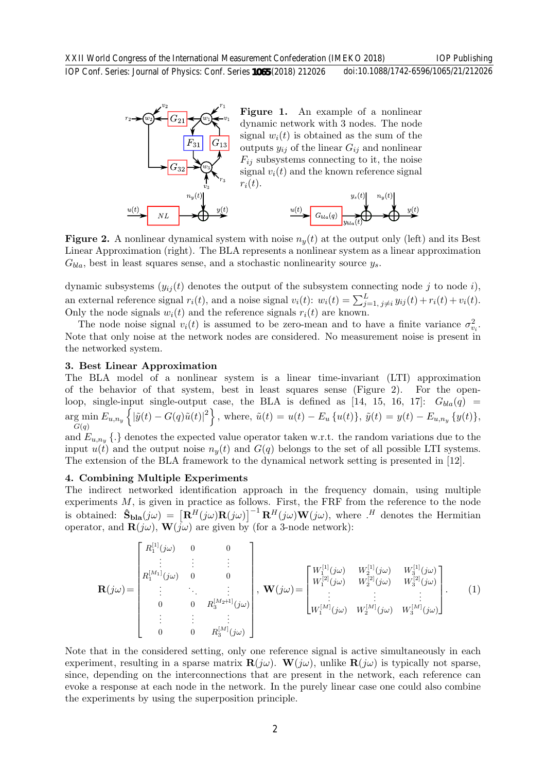**Figure 1.** An example of a nonlinear dynamic network with 3 nodes. The node signal $w_i(t)$ is obtained as the sum of the outputs $y_{ij}$ of the linear $G_{ij}$ and nonlinear $F_{ij}$ subsystems connecting to it, the noise signal $v_i(t)$ and the known reference signal $r_i(t)$.

**Figure 2.** A nonlinear dynamical system with noise $n_y(t)$ at the output only (left) and its Best Linear Approximation (right). The BLA represents a nonlinear system as a linear approximation $G_{bla}$, best in least squares sense, and a stochastic nonlinearity source $y_s$.

dynamic subsystems ($y_{ij}(t)$ denotes the output of the subsystem connecting node $j$ to node $i$), an external reference signal $r_i(t)$, and a noise signal $v_i(t)$: $w_i(t) = \sum_{j=1,\, j\neq i}^{L} y_{ij}(t) + r_i(t) + v_i(t)$. Only the node signals $w_i(t)$ and the reference signals $r_i(t)$ are known.

The node noise signal $v_i(t)$ is assumed to be zero-mean and to have a finite variance $\sigma_{v_i}^2$. Note that only noise at the network nodes are considered. No measurement noise is present in the networked system.

## 3. Best Linear Approximation

The BLA model of a nonlinear system is a linear time-invariant (LTI) approximation of the behavior of that system, best in least squares sense (Figure 2). For the open-loop, single-input single-output case, the BLA is defined as [14, 15, 16, 17]: $G_{bla}(q) = \underset{G(q)}{\arg\min}\, E_{u,n_y}\left\{|\tilde{y}(t) - G(q)\tilde{u}(t)|^2\right\}$, where, $\tilde{u}(t) = u(t) - E_u\{u(t)\}$, $\tilde{y}(t) = y(t) - E_{u,n_y}\{y(t)\}$, and $E_{u,n_y}\{.\}$ denotes the expected value operator taken w.r.t. the random variations due to the input $u(t)$ and the output noise $n_y(t)$ and $G(q)$ belongs to the set of all possible LTI systems. The extension of the BLA framework to the dynamical network setting is presented in [12].

## 4. Combining Multiple Experiments

The indirect networked identification approach in the frequency domain, using multiple experiments $M$, is given in practice as follows. First, the FRF from the reference to the node is obtained: $\mathbf{\hat{S}_{bla}}(j\omega) = \left[\mathbf{R}^H(j\omega)\mathbf{R}(j\omega)\right]^{-1}\mathbf{R}^H(j\omega)\mathbf{W}(j\omega)$, where $.^H$ denotes the Hermitian operator, and $\mathbf{R}(j\omega)$, $\mathbf{W}(j\omega)$ are given by (for a 3-node network):

$$
\mathbf{R}(j\omega) = \begin{bmatrix} R_1^{[1]}(j\omega) & 0 & 0 \\ \vdots & \vdots & \vdots \\ R_1^{[M_1]}(j\omega) & 0 & 0 \\ \vdots & \ddots & \vdots \\ 0 & 0 & R_3^{[M_2+1]}(j\omega) \\ \vdots & \vdots & \vdots \\ 0 & 0 & R_3^{[M]}(j\omega) \end{bmatrix}, \quad \mathbf{W}(j\omega) = \begin{bmatrix} W_1^{[1]}(j\omega) & W_2^{[1]}(j\omega) & W_3^{[1]}(j\omega) \\ W_1^{[2]}(j\omega) & W_2^{[2]}(j\omega) & W_3^{[2]}(j\omega) \\ \vdots & \vdots & \vdots \\ W_1^{[M]}(j\omega) & W_2^{[M]}(j\omega) & W_3^{[M]}(j\omega) \end{bmatrix}. \tag{1}
$$

Note that in the considered setting, only one reference signal is active simultaneously in each experiment, resulting in a sparse matrix $\mathbf{R}(j\omega)$. $\mathbf{W}(j\omega)$, unlike $\mathbf{R}(j\omega)$ is typically not sparse, since, depending on the interconnections that are present in the network, each reference can evoke a response at each node in the network. In the purely linear case one could also combine the experiments by using the superposition principle.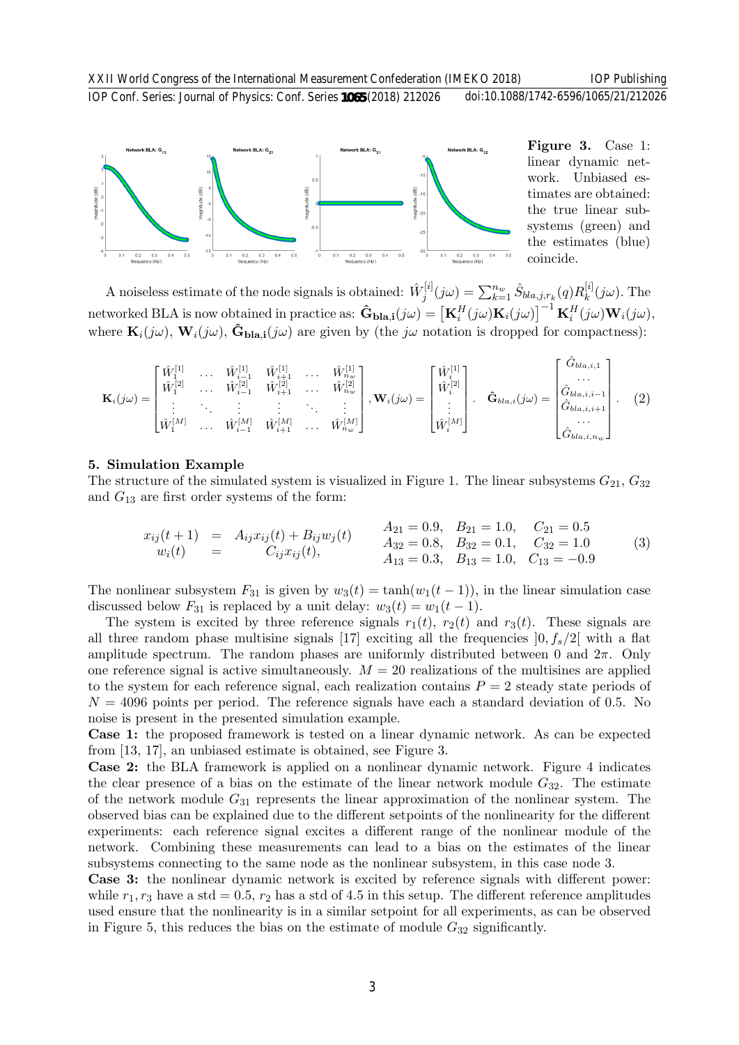**Figure 3.** Case 1: linear dynamic network. Unbiased estimates are obtained: the true linear subsystems (green) and the estimates (blue) coincide.

A noiseless estimate of the node signals is obtained: $\hat{W}_j^{[i]}(j\omega) = \sum_{k=1}^{n_w} \hat{S}_{bla,j,r_k}(q) R_k^{[i]}(j\omega)$. The networked BLA is now obtained in practice as: $\hat{\mathbf{G}}_{\mathbf{bla,i}}(j\omega) = \left[\mathbf{K}_i^H(j\omega)\mathbf{K}_i(j\omega)\right]^{-1} \mathbf{K}_i^H(j\omega)\mathbf{W}_i(j\omega)$, where $\mathbf{K}_i(j\omega)$, $\mathbf{W}_i(j\omega)$, $\hat{\mathbf{G}}_{\mathbf{bla,i}}(j\omega)$ are given by (the $j\omega$ notation is dropped for compactness):

$$\mathbf{K}_i(j\omega) = \begin{bmatrix} \hat{W}_1^{[1]} & \dots & \hat{W}_{i-1}^{[1]} & \hat{W}_{i+1}^{[1]} & \dots & \hat{W}_{n_w}^{[1]} \\ \hat{W}_1^{[2]} & \dots & \hat{W}_{i-1}^{[2]} & \hat{W}_{i+1}^{[2]} & \dots & \hat{W}_{n_w}^{[2]} \\ \vdots & \ddots & \vdots & \vdots & \ddots & \vdots \\ \hat{W}_1^{[M]} & \dots & \hat{W}_{i-1}^{[M]} & \hat{W}_{i+1}^{[M]} & \dots & \hat{W}_{n_w}^{[M]} \end{bmatrix}, \mathbf{W}_i(j\omega) = \begin{bmatrix} \hat{W}_i^{[1]} \\ \hat{W}_i^{[2]} \\ \vdots \\ \hat{W}_i^{[M]} \end{bmatrix}. \quad \hat{\mathbf{G}}_{bla,i}(j\omega) = \begin{bmatrix} \hat{G}_{bla,i,1} \\ \dots \\ \hat{G}_{bla,i,i-1} \\ \hat{G}_{bla,i,i+1} \\ \dots \\ \hat{G}_{bla,i,n_w} \end{bmatrix}. \quad (2)$$

## 5. Simulation Example

The structure of the simulated system is visualized in Figure 1. The linear subsystems $G_{21}$, $G_{32}$ and $G_{13}$ are first order systems of the form:

$$\begin{aligned} x_{ij}(t+1) &= A_{ij}x_{ij}(t) + B_{ij}w_j(t) \\ w_i(t) &= C_{ij}x_{ij}(t), \end{aligned} \qquad \begin{aligned} A_{21} = 0.9, \quad B_{21} = 1.0, \quad C_{21} = 0.5 \\ A_{32} = 0.8, \quad B_{32} = 0.1, \quad C_{32} = 1.0 \\ A_{13} = 0.3, \quad B_{13} = 1.0, \quad C_{13} = -0.9 \end{aligned} \quad (3)$$

The nonlinear subsystem $F_{31}$ is given by $w_3(t) = \tanh(w_1(t-1))$, in the linear simulation case discussed below $F_{31}$ is replaced by a unit delay: $w_3(t) = w_1(t-1)$.

The system is excited by three reference signals $r_1(t)$, $r_2(t)$ and $r_3(t)$. These signals are all three random phase multisine signals [17] exciting all the frequencies $]0, f_s/2[$ with a flat amplitude spectrum. The random phases are uniformly distributed between 0 and $2\pi$. Only one reference signal is active simultaneously. $M = 20$ realizations of the multisines are applied to the system for each reference signal, each realization contains $P = 2$ steady state periods of $N = 4096$ points per period. The reference signals have each a standard deviation of 0.5. No noise is present in the presented simulation example.

**Case 1:** the proposed framework is tested on a linear dynamic network. As can be expected from [13, 17], an unbiased estimate is obtained, see Figure 3.

**Case 2:** the BLA framework is applied on a nonlinear dynamic network. Figure 4 indicates the clear presence of a bias on the estimate of the linear network module $G_{32}$. The estimate of the network module $G_{31}$ represents the linear approximation of the nonlinear system. The observed bias can be explained due to the different setpoints of the nonlinearity for the different experiments: each reference signal excites a different range of the nonlinear module of the network. Combining these measurements can lead to a bias on the estimates of the linear subsystems connecting to the same node as the nonlinear subsystem, in this case node 3.

**Case 3:** the nonlinear dynamic network is excited by reference signals with different power: while $r_1, r_3$ have a std = 0.5, $r_2$ has a std of 4.5 in this setup. The different reference amplitudes used ensure that the nonlinearity is in a similar setpoint for all experiments, as can be observed in Figure 5, this reduces the bias on the estimate of module $G_{32}$ significantly.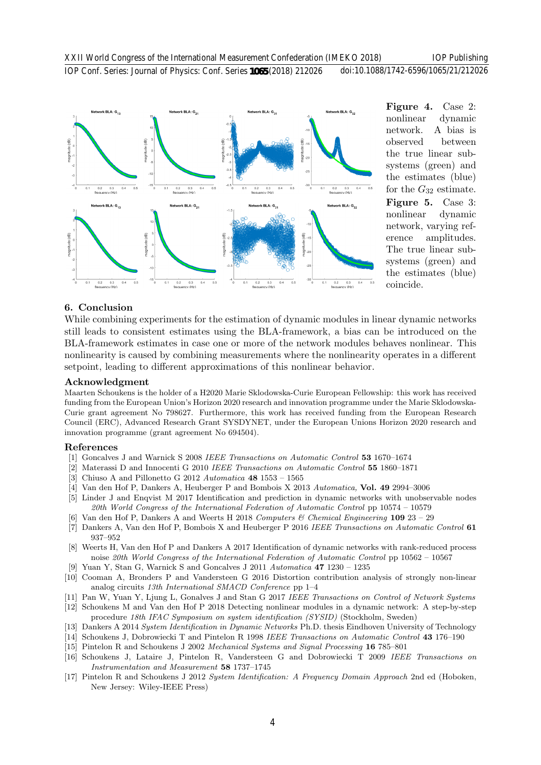Network BLA: $G_{13}$

Network BLA: $G_{21}$

Network BLA: $G_{31}$

Network BLA: $G_{32}$

Network BLA: $G_{13}$

Network BLA: $G_{21}$

Network BLA: $G_{31}$

Network BLA: $G_{32}$

**Figure 4.** Case 2: nonlinear dynamic network. A bias is observed between the true linear subsystems (green) and the estimates (blue) for the $G_{32}$ estimate.

**Figure 5.** Case 3: nonlinear dynamic network, varying reference amplitudes. The true linear subsystems (green) and the estimates (blue) coincide.

## 6. Conclusion

While combining experiments for the estimation of dynamic modules in linear dynamic networks still leads to consistent estimates using the BLA-framework, a bias can be introduced on the BLA-framework estimates in case one or more of the network modules behaves nonlinear. This nonlinearity is caused by combining measurements where the nonlinearity operates in a different setpoint, leading to different approximations of this nonlinear behavior.

## Acknowledgment

Maarten Schoukens is the holder of a H2020 Marie Sklodowska-Curie European Fellowship: this work has received funding from the European Union's Horizon 2020 research and innovation programme under the Marie Sklodowska-Curie grant agreement No 798627. Furthermore, this work has received funding from the European Research Council (ERC), Advanced Research Grant SYSDYNET, under the European Unions Horizon 2020 research and innovation programme (grant agreement No 694504).

## References

[1] Goncalves J and Warnick S 2008 *IEEE Transactions on Automatic Control* **53** 1670–1674

[2] Materassi D and Innocenti G 2010 *IEEE Transactions on Automatic Control* **55** 1860–1871

[3] Chiuso A and Pillonetto G 2012 *Automatica* **48** 1553 – 1565

[4] Van den Hof P, Dankers A, Heuberger P and Bombois X 2013 *Automatica*, **Vol. 49** 2994–3006

[5] Linder J and Enqvist M 2017 Identification and prediction in dynamic networks with unobservable nodes *20th World Congress of the International Federation of Automatic Control* pp 10574 – 10579

[6] Van den Hof P, Dankers A and Weerts H 2018 *Computers & Chemical Engineering* **109** 23 – 29

[7] Dankers A, Van den Hof P, Bombois X and Heuberger P 2016 *IEEE Transactions on Automatic Control* **61** 937–952

[8] Weerts H, Van den Hof P and Dankers A 2017 Identification of dynamic networks with rank-reduced process noise *20th World Congress of the International Federation of Automatic Control* pp 10562 – 10567

[9] Yuan Y, Stan G, Warnick S and Goncalves J 2011 *Automatica* **47** 1230 – 1235

[10] Cooman A, Bronders P and Vandersteen G 2016 Distortion contribution analysis of strongly non-linear analog circuits *13th International SMACD Conference* pp 1–4

[11] Pan W, Yuan Y, Ljung L, Gonalves J and Stan G 2017 *IEEE Transactions on Control of Network Systems*

[12] Schoukens M and Van den Hof P 2018 Detecting nonlinear modules in a dynamic network: A step-by-step procedure *18th IFAC Symposium on system identification (SYSID)* (Stockholm, Sweden)

[13] Dankers A 2014 *System Identification in Dynamic Networks* Ph.D. thesis Eindhoven University of Technology

[14] Schoukens J, Dobrowiecki T and Pintelon R 1998 *IEEE Transactions on Automatic Control* **43** 176–190

[15] Pintelon R and Schoukens J 2002 *Mechanical Systems and Signal Processing* **16** 785–801

[16] Schoukens J, Lataire J, Pintelon R, Vandersteen G and Dobrowiecki T 2009 *IEEE Transactions on Instrumentation and Measurement* **58** 1737–1745

[17] Pintelon R and Schoukens J 2012 *System Identification: A Frequency Domain Approach* 2nd ed (Hoboken, New Jersey: Wiley-IEEE Press)